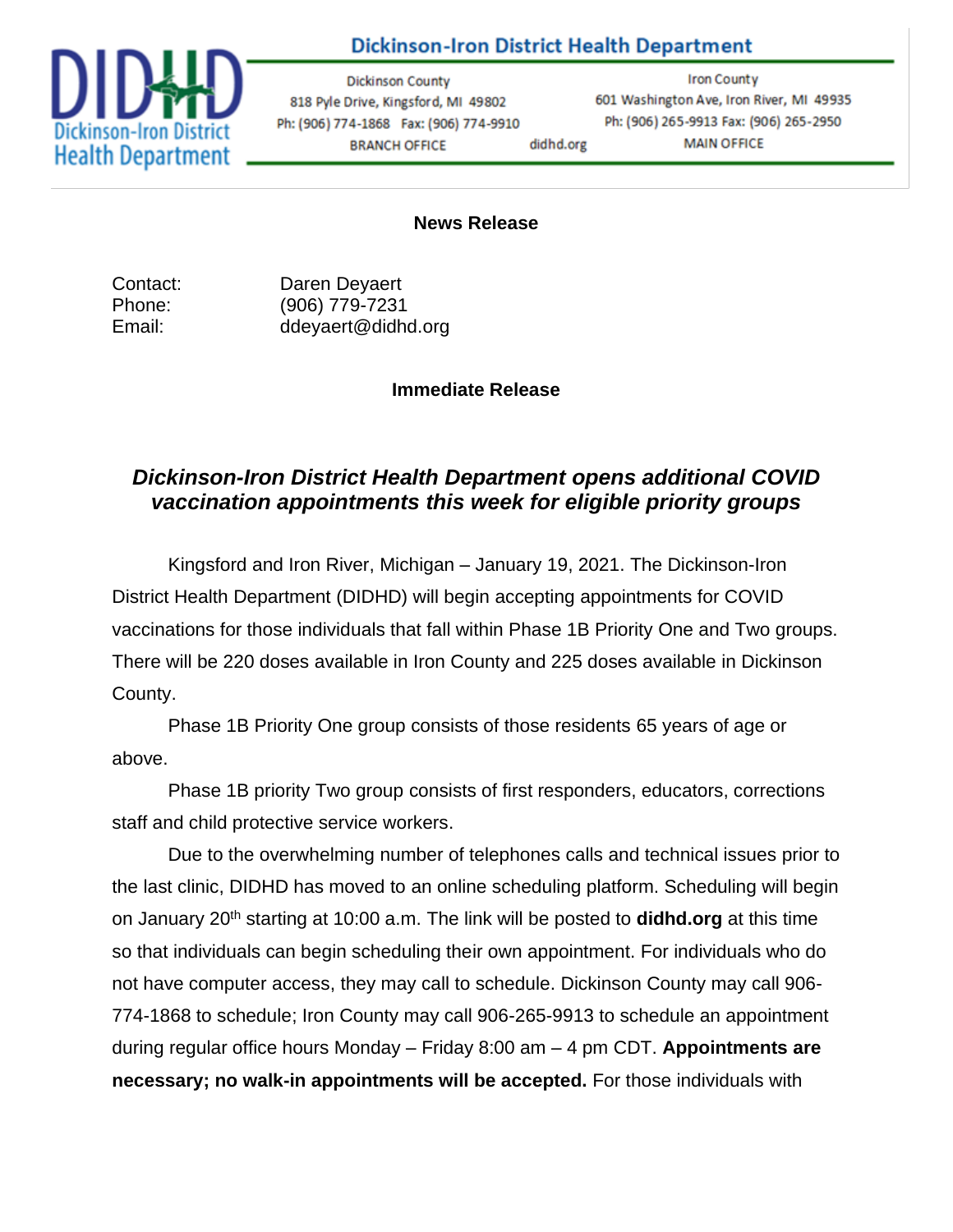**Dickinson-Iron District Health Department**

Dickinson-Iron District Health Department

| Dickinson County | | Iron County |
|---|---|---|
| 818 Pyle Drive, Kingsford, MI 49802 | | 601 Washington Ave, Iron River, MI 49935 |
| Ph: (906) 774-1868 Fax: (906) 774-9910 | | Ph: (906) 265-9913 Fax: (906) 265-2950 |
| BRANCH OFFICE | didhd.org | MAIN OFFICE |

**News Release**

Contact: Daren Deyaert
Phone: (906) 779-7231
Email: ddeyaert@didhd.org

**Immediate Release**

## *Dickinson-Iron District Health Department opens additional COVID vaccination appointments this week for eligible priority groups*

Kingsford and Iron River, Michigan – January 19, 2021. The Dickinson-Iron District Health Department (DIDHD) will begin accepting appointments for COVID vaccinations for those individuals that fall within Phase 1B Priority One and Two groups. There will be 220 doses available in Iron County and 225 doses available in Dickinson County.

Phase 1B Priority One group consists of those residents 65 years of age or above.

Phase 1B priority Two group consists of first responders, educators, corrections staff and child protective service workers.

Due to the overwhelming number of telephones calls and technical issues prior to the last clinic, DIDHD has moved to an online scheduling platform. Scheduling will begin on January 20th starting at 10:00 a.m. The link will be posted to **didhd.org** at this time so that individuals can begin scheduling their own appointment. For individuals who do not have computer access, they may call to schedule. Dickinson County may call 906-774-1868 to schedule; Iron County may call 906-265-9913 to schedule an appointment during regular office hours Monday – Friday 8:00 am – 4 pm CDT. **Appointments are necessary; no walk-in appointments will be accepted.** For those individuals with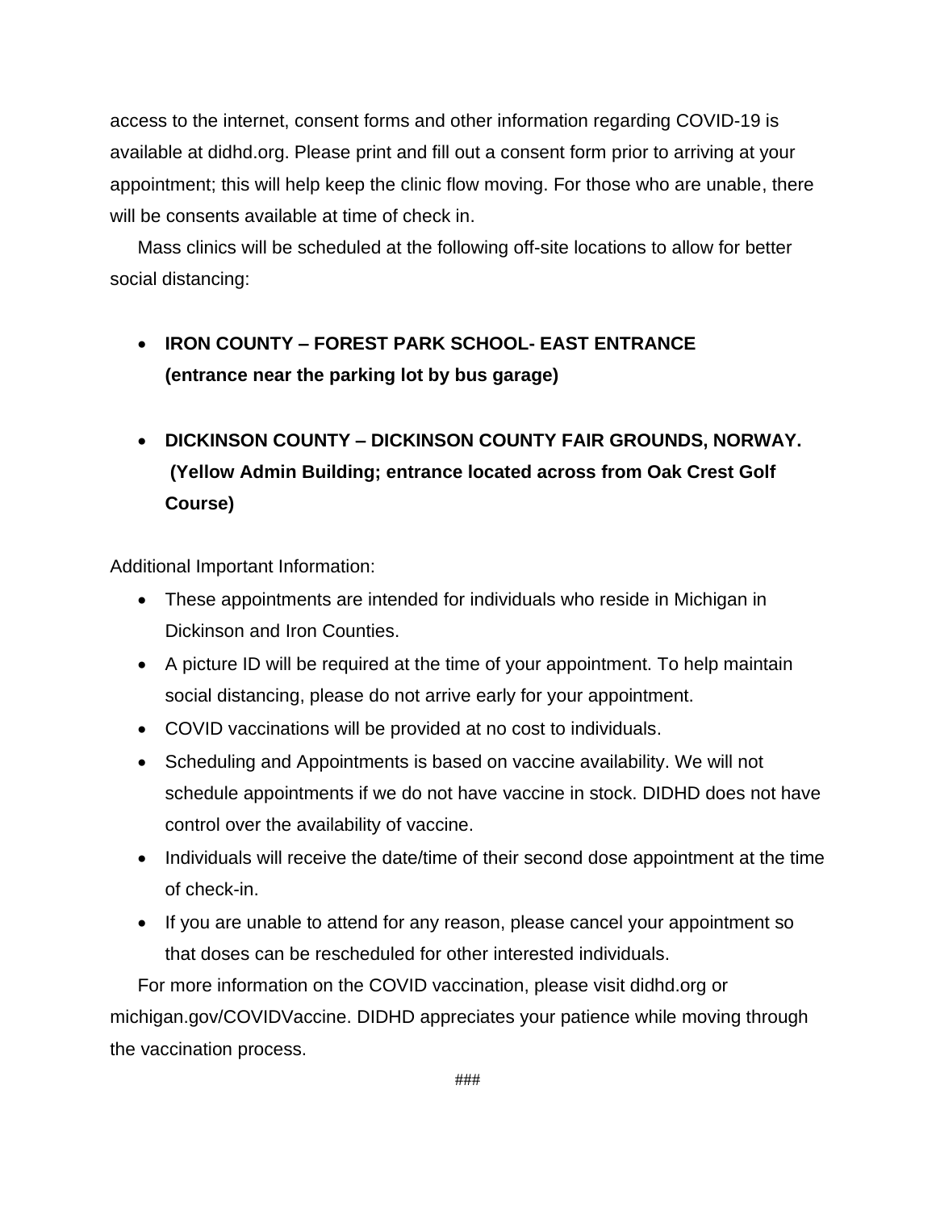access to the internet, consent forms and other information regarding COVID-19 is available at didhd.org. Please print and fill out a consent form prior to arriving at your appointment; this will help keep the clinic flow moving. For those who are unable, there will be consents available at time of check in.

Mass clinics will be scheduled at the following off-site locations to allow for better social distancing:

- **IRON COUNTY – FOREST PARK SCHOOL- EAST ENTRANCE (entrance near the parking lot by bus garage)**

- **DICKINSON COUNTY – DICKINSON COUNTY FAIR GROUNDS, NORWAY. (Yellow Admin Building; entrance located across from Oak Crest Golf Course)**

Additional Important Information:

- These appointments are intended for individuals who reside in Michigan in Dickinson and Iron Counties.
- A picture ID will be required at the time of your appointment. To help maintain social distancing, please do not arrive early for your appointment.
- COVID vaccinations will be provided at no cost to individuals.
- Scheduling and Appointments is based on vaccine availability. We will not schedule appointments if we do not have vaccine in stock. DIDHD does not have control over the availability of vaccine.
- Individuals will receive the date/time of their second dose appointment at the time of check-in.
- If you are unable to attend for any reason, please cancel your appointment so that doses can be rescheduled for other interested individuals.

For more information on the COVID vaccination, please visit didhd.org or michigan.gov/COVIDVaccine. DIDHD appreciates your patience while moving through the vaccination process.

###